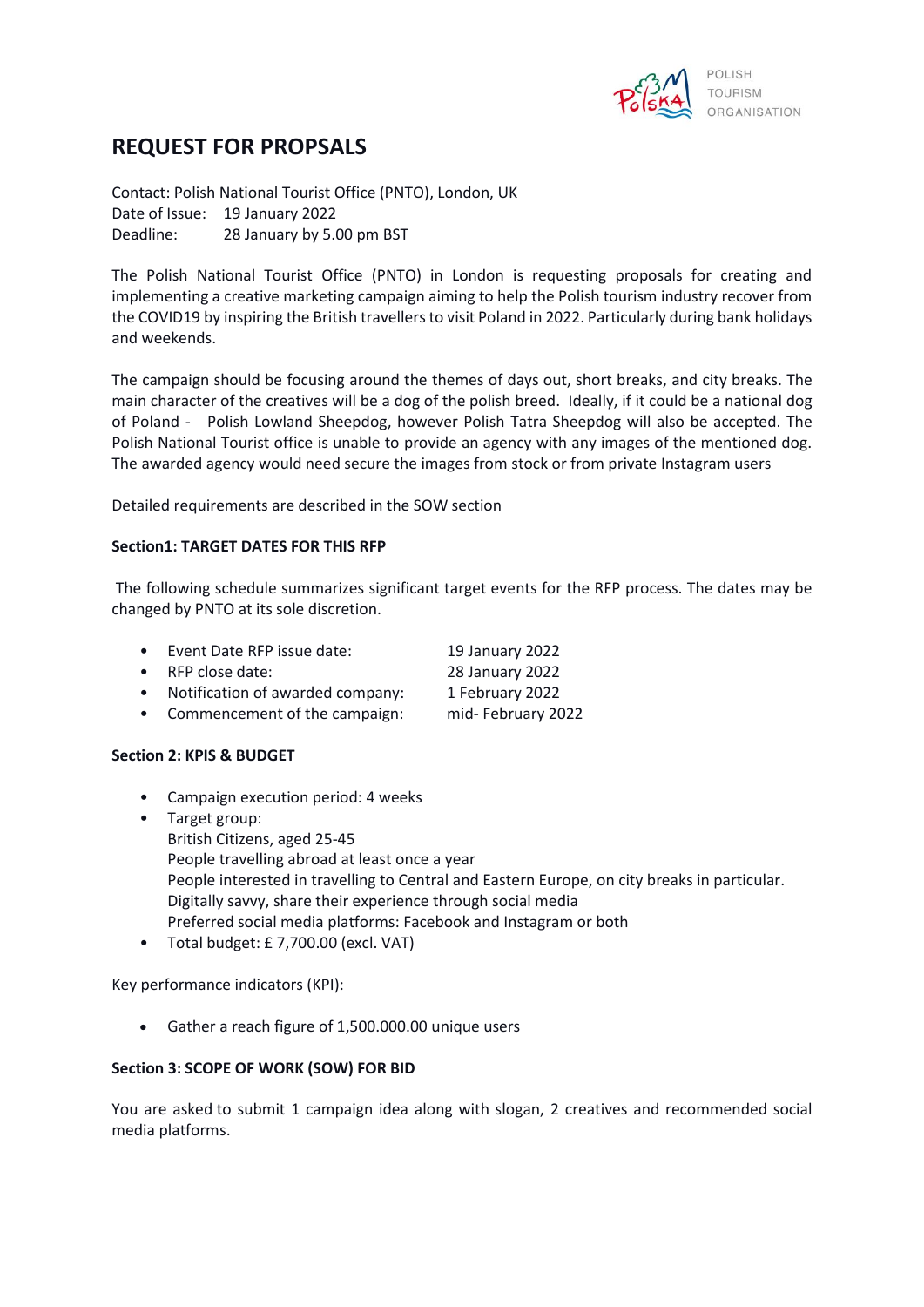POLISH TOURISM ORGANISATION

# REQUEST FOR PROPSALS

Contact: Polish National Tourist Office (PNTO), London, UK
Date of Issue: 19 January 2022
Deadline: 28 January by 5.00 pm BST

The Polish National Tourist Office (PNTO) in London is requesting proposals for creating and implementing a creative marketing campaign aiming to help the Polish tourism industry recover from the COVID19 by inspiring the British travellers to visit Poland in 2022. Particularly during bank holidays and weekends.

The campaign should be focusing around the themes of days out, short breaks, and city breaks. The main character of the creatives will be a dog of the polish breed. Ideally, if it could be a national dog of Poland - Polish Lowland Sheepdog, however Polish Tatra Sheepdog will also be accepted. The Polish National Tourist office is unable to provide an agency with any images of the mentioned dog. The awarded agency would need secure the images from stock or from private Instagram users

Detailed requirements are described in the SOW section

**Section1: TARGET DATES FOR THIS RFP**

The following schedule summarizes significant target events for the RFP process. The dates may be changed by PNTO at its sole discretion.

- Event Date RFP issue date: 19 January 2022
- RFP close date: 28 January 2022
- Notification of awarded company: 1 February 2022
- Commencement of the campaign: mid- February 2022

**Section 2: KPIS & BUDGET**

- Campaign execution period: 4 weeks
- Target group:
  British Citizens, aged 25-45
  People travelling abroad at least once a year
  People interested in travelling to Central and Eastern Europe, on city breaks in particular.
  Digitally savvy, share their experience through social media
  Preferred social media platforms: Facebook and Instagram or both
- Total budget: £ 7,700.00 (excl. VAT)

Key performance indicators (KPI):

- Gather a reach figure of 1,500.000.00 unique users

**Section 3: SCOPE OF WORK (SOW) FOR BID**

You are asked to submit 1 campaign idea along with slogan, 2 creatives and recommended social media platforms.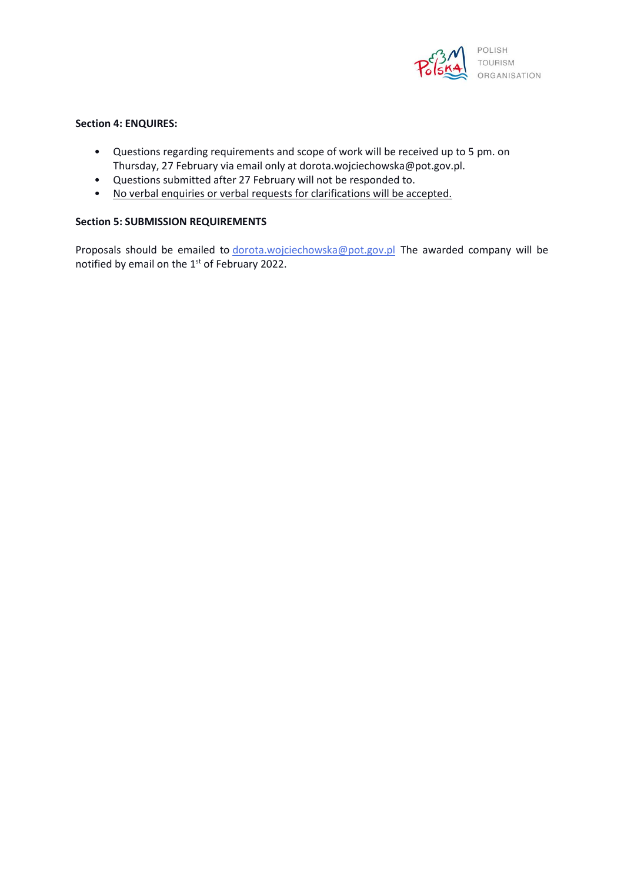**Section 4: ENQUIRES:**

- Questions regarding requirements and scope of work will be received up to 5 pm. on Thursday, 27 February via email only at dorota.wojciechowska@pot.gov.pl.
- Questions submitted after 27 February will not be responded to.
- No verbal enquiries or verbal requests for clarifications will be accepted.

**Section 5: SUBMISSION REQUIREMENTS**

Proposals should be emailed to dorota.wojciechowska@pot.gov.pl The awarded company will be notified by email on the 1st of February 2022.